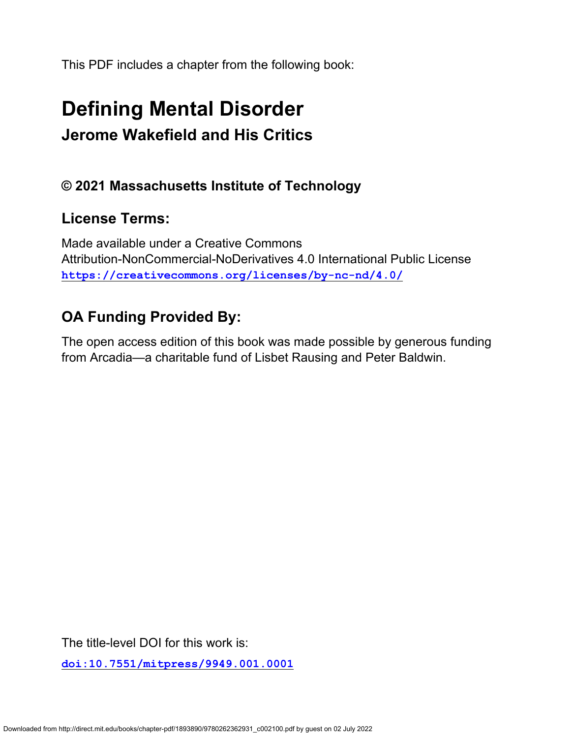This PDF includes a chapter from the following book:

# Defining Mental Disorder

## Jerome Wakefield and His Critics

### © 2021 Massachusetts Institute of Technology

### License Terms:

Made available under a Creative Commons
Attribution-NonCommercial-NoDerivatives 4.0 International Public License
**https://creativecommons.org/licenses/by-nc-nd/4.0/**

### OA Funding Provided By:

The open access edition of this book was made possible by generous funding from Arcadia—a charitable fund of Lisbet Rausing and Peter Baldwin.

The title-level DOI for this work is:

**doi:10.7551/mitpress/9949.001.0001**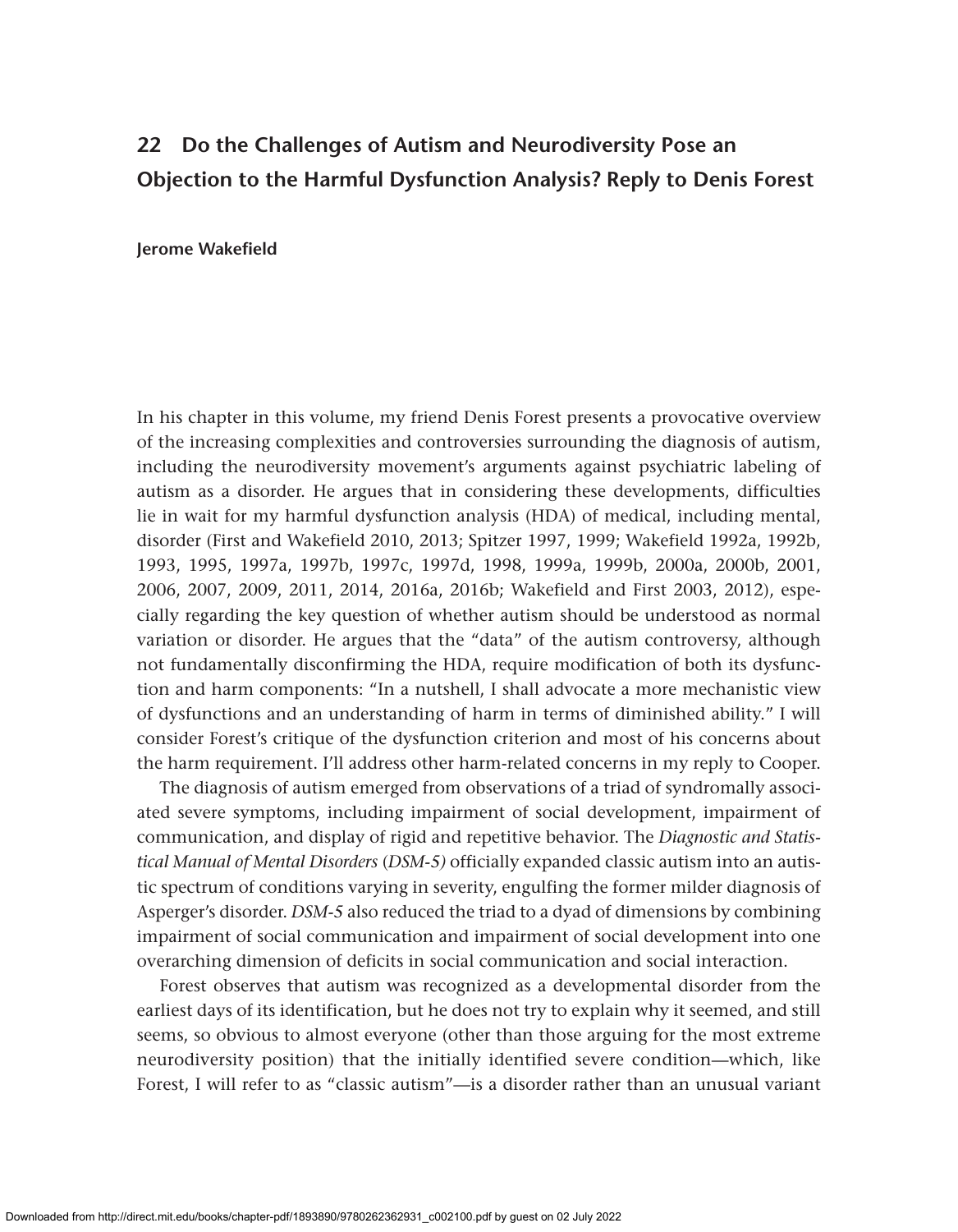# 22 Do the Challenges of Autism and Neurodiversity Pose an Objection to the Harmful Dysfunction Analysis? Reply to Denis Forest

**Jerome Wakefield**

In his chapter in this volume, my friend Denis Forest presents a provocative overview of the increasing complexities and controversies surrounding the diagnosis of autism, including the neurodiversity movement's arguments against psychiatric labeling of autism as a disorder. He argues that in considering these developments, difficulties lie in wait for my harmful dysfunction analysis (HDA) of medical, including mental, disorder (First and Wakefield 2010, 2013; Spitzer 1997, 1999; Wakefield 1992a, 1992b, 1993, 1995, 1997a, 1997b, 1997c, 1997d, 1998, 1999a, 1999b, 2000a, 2000b, 2001, 2006, 2007, 2009, 2011, 2014, 2016a, 2016b; Wakefield and First 2003, 2012), especially regarding the key question of whether autism should be understood as normal variation or disorder. He argues that the "data" of the autism controversy, although not fundamentally disconfirming the HDA, require modification of both its dysfunction and harm components: "In a nutshell, I shall advocate a more mechanistic view of dysfunctions and an understanding of harm in terms of diminished ability." I will consider Forest's critique of the dysfunction criterion and most of his concerns about the harm requirement. I'll address other harm-related concerns in my reply to Cooper.

The diagnosis of autism emerged from observations of a triad of syndromally associated severe symptoms, including impairment of social development, impairment of communication, and display of rigid and repetitive behavior. The *Diagnostic and Statistical Manual of Mental Disorders* (*DSM-5)* officially expanded classic autism into an autistic spectrum of conditions varying in severity, engulfing the former milder diagnosis of Asperger's disorder. *DSM-5* also reduced the triad to a dyad of dimensions by combining impairment of social communication and impairment of social development into one overarching dimension of deficits in social communication and social interaction.

Forest observes that autism was recognized as a developmental disorder from the earliest days of its identification, but he does not try to explain why it seemed, and still seems, so obvious to almost everyone (other than those arguing for the most extreme neurodiversity position) that the initially identified severe condition—which, like Forest, I will refer to as "classic autism"—is a disorder rather than an unusual variant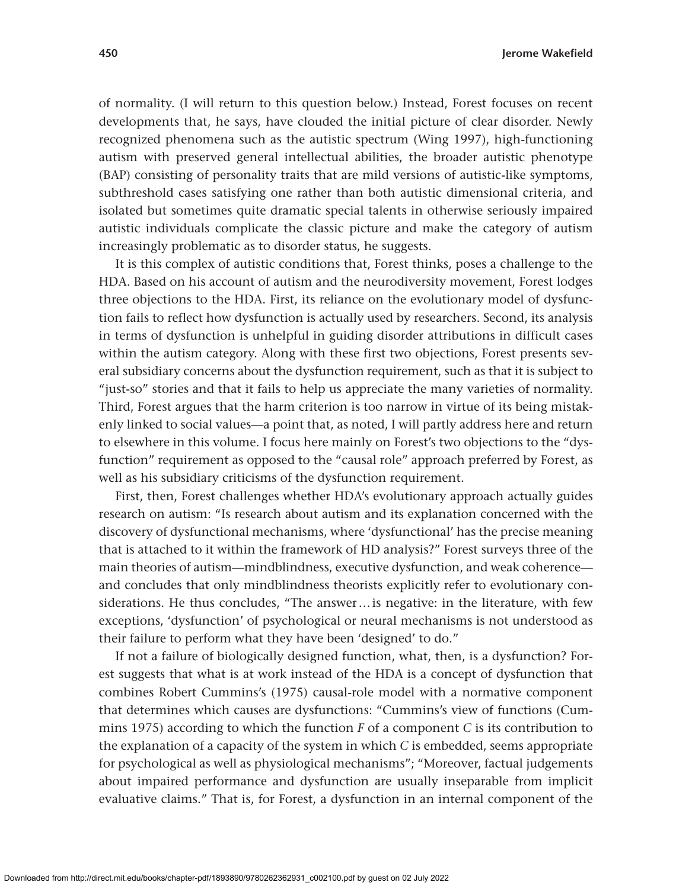of normality. (I will return to this question below.) Instead, Forest focuses on recent developments that, he says, have clouded the initial picture of clear disorder. Newly recognized phenomena such as the autistic spectrum (Wing 1997), high-functioning autism with preserved general intellectual abilities, the broader autistic phenotype (BAP) consisting of personality traits that are mild versions of autistic-like symptoms, subthreshold cases satisfying one rather than both autistic dimensional criteria, and isolated but sometimes quite dramatic special talents in otherwise seriously impaired autistic individuals complicate the classic picture and make the category of autism increasingly problematic as to disorder status, he suggests.

It is this complex of autistic conditions that, Forest thinks, poses a challenge to the HDA. Based on his account of autism and the neurodiversity movement, Forest lodges three objections to the HDA. First, its reliance on the evolutionary model of dysfunction fails to reflect how dysfunction is actually used by researchers. Second, its analysis in terms of dysfunction is unhelpful in guiding disorder attributions in difficult cases within the autism category. Along with these first two objections, Forest presents several subsidiary concerns about the dysfunction requirement, such as that it is subject to "just-so" stories and that it fails to help us appreciate the many varieties of normality. Third, Forest argues that the harm criterion is too narrow in virtue of its being mistakenly linked to social values—a point that, as noted, I will partly address here and return to elsewhere in this volume. I focus here mainly on Forest's two objections to the "dysfunction" requirement as opposed to the "causal role" approach preferred by Forest, as well as his subsidiary criticisms of the dysfunction requirement.

First, then, Forest challenges whether HDA's evolutionary approach actually guides research on autism: "Is research about autism and its explanation concerned with the discovery of dysfunctional mechanisms, where 'dysfunctional' has the precise meaning that is attached to it within the framework of HD analysis?" Forest surveys three of the main theories of autism—mindblindness, executive dysfunction, and weak coherence—and concludes that only mindblindness theorists explicitly refer to evolutionary considerations. He thus concludes, "The answer…is negative: in the literature, with few exceptions, 'dysfunction' of psychological or neural mechanisms is not understood as their failure to perform what they have been 'designed' to do."

If not a failure of biologically designed function, what, then, is a dysfunction? Forest suggests that what is at work instead of the HDA is a concept of dysfunction that combines Robert Cummins's (1975) causal-role model with a normative component that determines which causes are dysfunctions: "Cummins's view of functions (Cummins 1975) according to which the function *F* of a component *C* is its contribution to the explanation of a capacity of the system in which *C* is embedded, seems appropriate for psychological as well as physiological mechanisms"; "Moreover, factual judgements about impaired performance and dysfunction are usually inseparable from implicit evaluative claims." That is, for Forest, a dysfunction in an internal component of the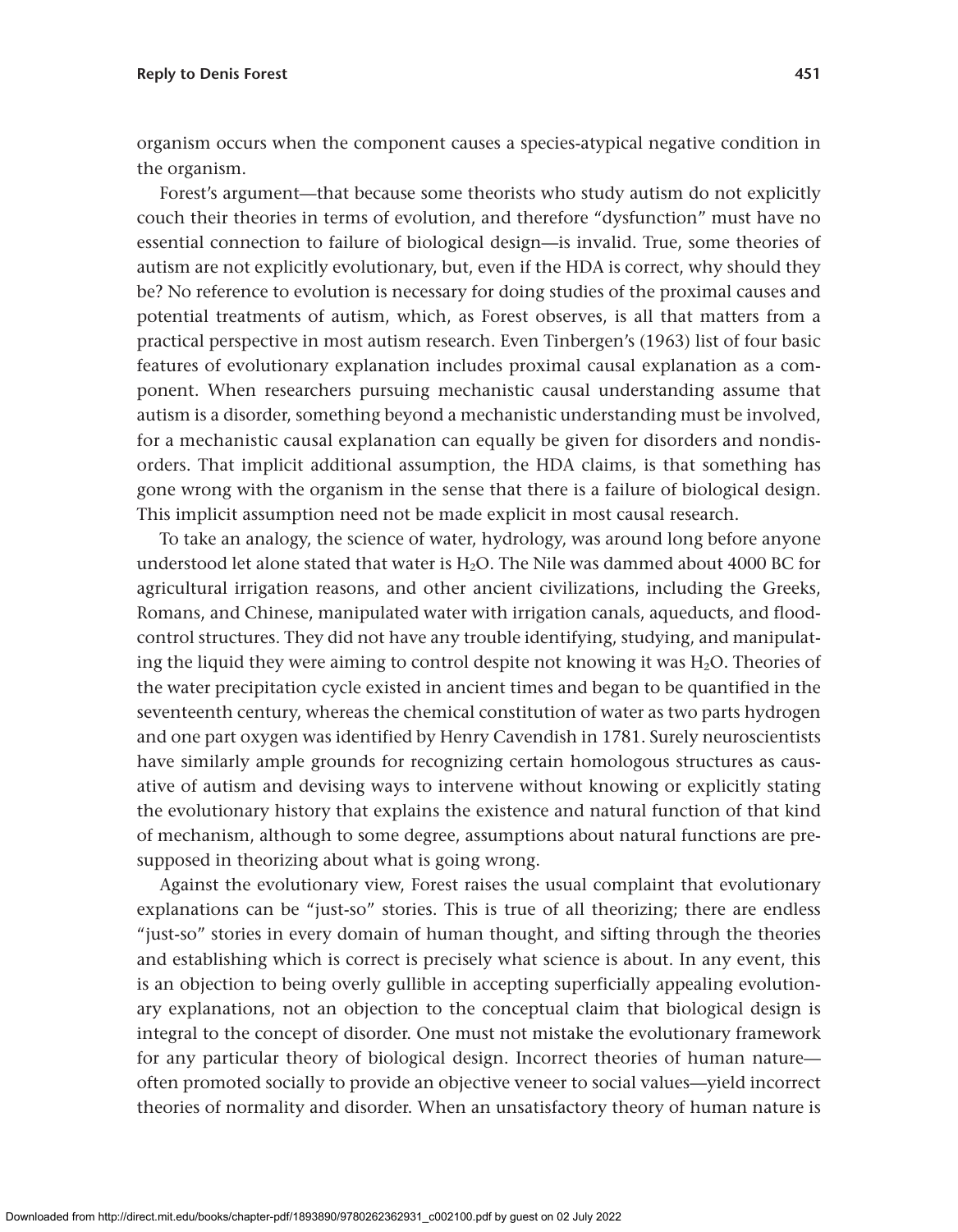organism occurs when the component causes a species-atypical negative condition in the organism.

Forest's argument—that because some theorists who study autism do not explicitly couch their theories in terms of evolution, and therefore "dysfunction" must have no essential connection to failure of biological design—is invalid. True, some theories of autism are not explicitly evolutionary, but, even if the HDA is correct, why should they be? No reference to evolution is necessary for doing studies of the proximal causes and potential treatments of autism, which, as Forest observes, is all that matters from a practical perspective in most autism research. Even Tinbergen's (1963) list of four basic features of evolutionary explanation includes proximal causal explanation as a component. When researchers pursuing mechanistic causal understanding assume that autism is a disorder, something beyond a mechanistic understanding must be involved, for a mechanistic causal explanation can equally be given for disorders and nondisorders. That implicit additional assumption, the HDA claims, is that something has gone wrong with the organism in the sense that there is a failure of biological design. This implicit assumption need not be made explicit in most causal research.

To take an analogy, the science of water, hydrology, was around long before anyone understood let alone stated that water is $H_2O$. The Nile was dammed about 4000 BC for agricultural irrigation reasons, and other ancient civilizations, including the Greeks, Romans, and Chinese, manipulated water with irrigation canals, aqueducts, and flood-control structures. They did not have any trouble identifying, studying, and manipulating the liquid they were aiming to control despite not knowing it was $H_2O$. Theories of the water precipitation cycle existed in ancient times and began to be quantified in the seventeenth century, whereas the chemical constitution of water as two parts hydrogen and one part oxygen was identified by Henry Cavendish in 1781. Surely neuroscientists have similarly ample grounds for recognizing certain homologous structures as causative of autism and devising ways to intervene without knowing or explicitly stating the evolutionary history that explains the existence and natural function of that kind of mechanism, although to some degree, assumptions about natural functions are presupposed in theorizing about what is going wrong.

Against the evolutionary view, Forest raises the usual complaint that evolutionary explanations can be "just-so" stories. This is true of all theorizing; there are endless "just-so" stories in every domain of human thought, and sifting through the theories and establishing which is correct is precisely what science is about. In any event, this is an objection to being overly gullible in accepting superficially appealing evolutionary explanations, not an objection to the conceptual claim that biological design is integral to the concept of disorder. One must not mistake the evolutionary framework for any particular theory of biological design. Incorrect theories of human nature—often promoted socially to provide an objective veneer to social values—yield incorrect theories of normality and disorder. When an unsatisfactory theory of human nature is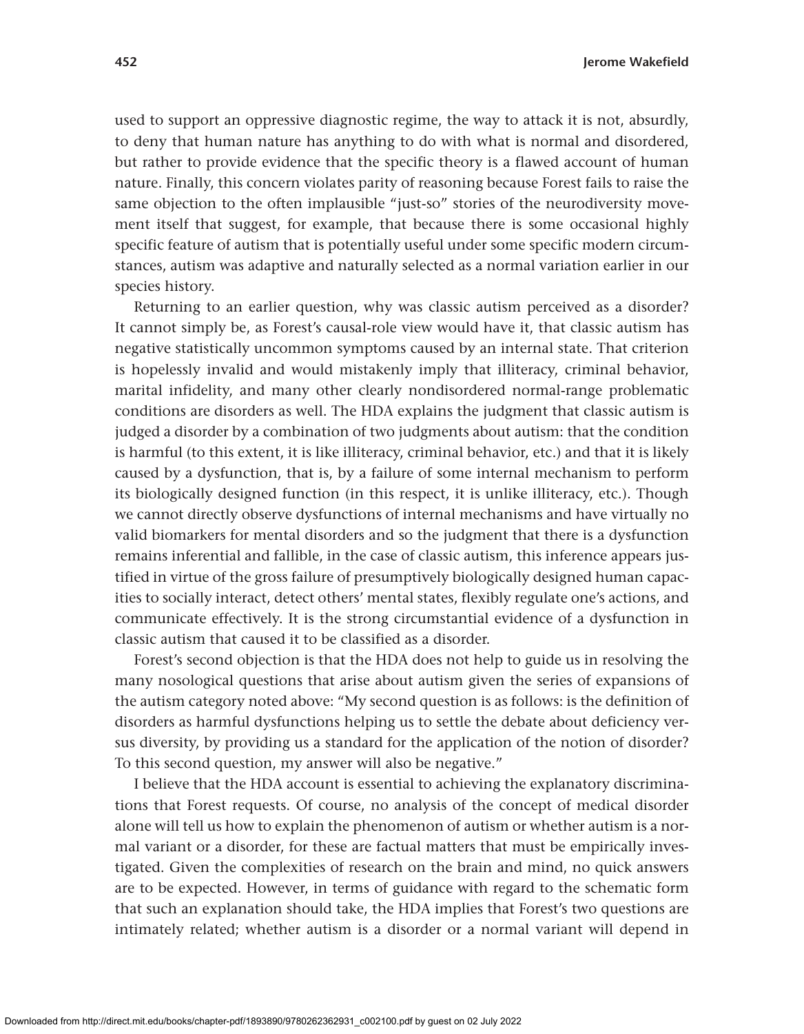used to support an oppressive diagnostic regime, the way to attack it is not, absurdly, to deny that human nature has anything to do with what is normal and disordered, but rather to provide evidence that the specific theory is a flawed account of human nature. Finally, this concern violates parity of reasoning because Forest fails to raise the same objection to the often implausible "just-so" stories of the neurodiversity movement itself that suggest, for example, that because there is some occasional highly specific feature of autism that is potentially useful under some specific modern circumstances, autism was adaptive and naturally selected as a normal variation earlier in our species history.

Returning to an earlier question, why was classic autism perceived as a disorder? It cannot simply be, as Forest's causal-role view would have it, that classic autism has negative statistically uncommon symptoms caused by an internal state. That criterion is hopelessly invalid and would mistakenly imply that illiteracy, criminal behavior, marital infidelity, and many other clearly nondisordered normal-range problematic conditions are disorders as well. The HDA explains the judgment that classic autism is judged a disorder by a combination of two judgments about autism: that the condition is harmful (to this extent, it is like illiteracy, criminal behavior, etc.) and that it is likely caused by a dysfunction, that is, by a failure of some internal mechanism to perform its biologically designed function (in this respect, it is unlike illiteracy, etc.). Though we cannot directly observe dysfunctions of internal mechanisms and have virtually no valid biomarkers for mental disorders and so the judgment that there is a dysfunction remains inferential and fallible, in the case of classic autism, this inference appears justified in virtue of the gross failure of presumptively biologically designed human capacities to socially interact, detect others' mental states, flexibly regulate one's actions, and communicate effectively. It is the strong circumstantial evidence of a dysfunction in classic autism that caused it to be classified as a disorder.

Forest's second objection is that the HDA does not help to guide us in resolving the many nosological questions that arise about autism given the series of expansions of the autism category noted above: "My second question is as follows: is the definition of disorders as harmful dysfunctions helping us to settle the debate about deficiency versus diversity, by providing us a standard for the application of the notion of disorder? To this second question, my answer will also be negative."

I believe that the HDA account is essential to achieving the explanatory discriminations that Forest requests. Of course, no analysis of the concept of medical disorder alone will tell us how to explain the phenomenon of autism or whether autism is a normal variant or a disorder, for these are factual matters that must be empirically investigated. Given the complexities of research on the brain and mind, no quick answers are to be expected. However, in terms of guidance with regard to the schematic form that such an explanation should take, the HDA implies that Forest's two questions are intimately related; whether autism is a disorder or a normal variant will depend in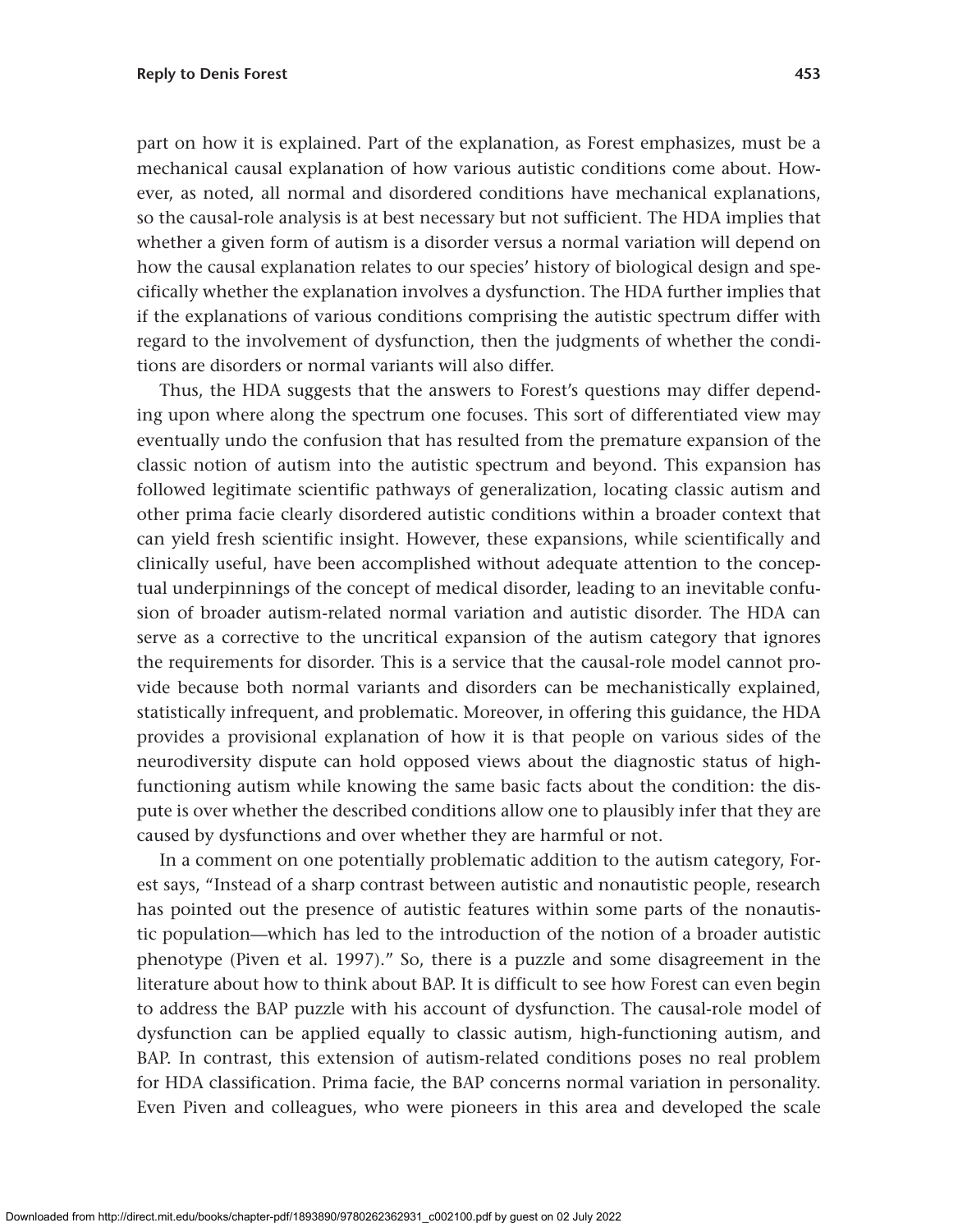part on how it is explained. Part of the explanation, as Forest emphasizes, must be a mechanical causal explanation of how various autistic conditions come about. However, as noted, all normal and disordered conditions have mechanical explanations, so the causal-role analysis is at best necessary but not sufficient. The HDA implies that whether a given form of autism is a disorder versus a normal variation will depend on how the causal explanation relates to our species' history of biological design and specifically whether the explanation involves a dysfunction. The HDA further implies that if the explanations of various conditions comprising the autistic spectrum differ with regard to the involvement of dysfunction, then the judgments of whether the conditions are disorders or normal variants will also differ.

Thus, the HDA suggests that the answers to Forest's questions may differ depending upon where along the spectrum one focuses. This sort of differentiated view may eventually undo the confusion that has resulted from the premature expansion of the classic notion of autism into the autistic spectrum and beyond. This expansion has followed legitimate scientific pathways of generalization, locating classic autism and other prima facie clearly disordered autistic conditions within a broader context that can yield fresh scientific insight. However, these expansions, while scientifically and clinically useful, have been accomplished without adequate attention to the conceptual underpinnings of the concept of medical disorder, leading to an inevitable confusion of broader autism-related normal variation and autistic disorder. The HDA can serve as a corrective to the uncritical expansion of the autism category that ignores the requirements for disorder. This is a service that the causal-role model cannot provide because both normal variants and disorders can be mechanistically explained, statistically infrequent, and problematic. Moreover, in offering this guidance, the HDA provides a provisional explanation of how it is that people on various sides of the neurodiversity dispute can hold opposed views about the diagnostic status of high-functioning autism while knowing the same basic facts about the condition: the dispute is over whether the described conditions allow one to plausibly infer that they are caused by dysfunctions and over whether they are harmful or not.

In a comment on one potentially problematic addition to the autism category, Forest says, "Instead of a sharp contrast between autistic and nonautistic people, research has pointed out the presence of autistic features within some parts of the nonautistic population—which has led to the introduction of the notion of a broader autistic phenotype (Piven et al. 1997)." So, there is a puzzle and some disagreement in the literature about how to think about BAP. It is difficult to see how Forest can even begin to address the BAP puzzle with his account of dysfunction. The causal-role model of dysfunction can be applied equally to classic autism, high-functioning autism, and BAP. In contrast, this extension of autism-related conditions poses no real problem for HDA classification. Prima facie, the BAP concerns normal variation in personality. Even Piven and colleagues, who were pioneers in this area and developed the scale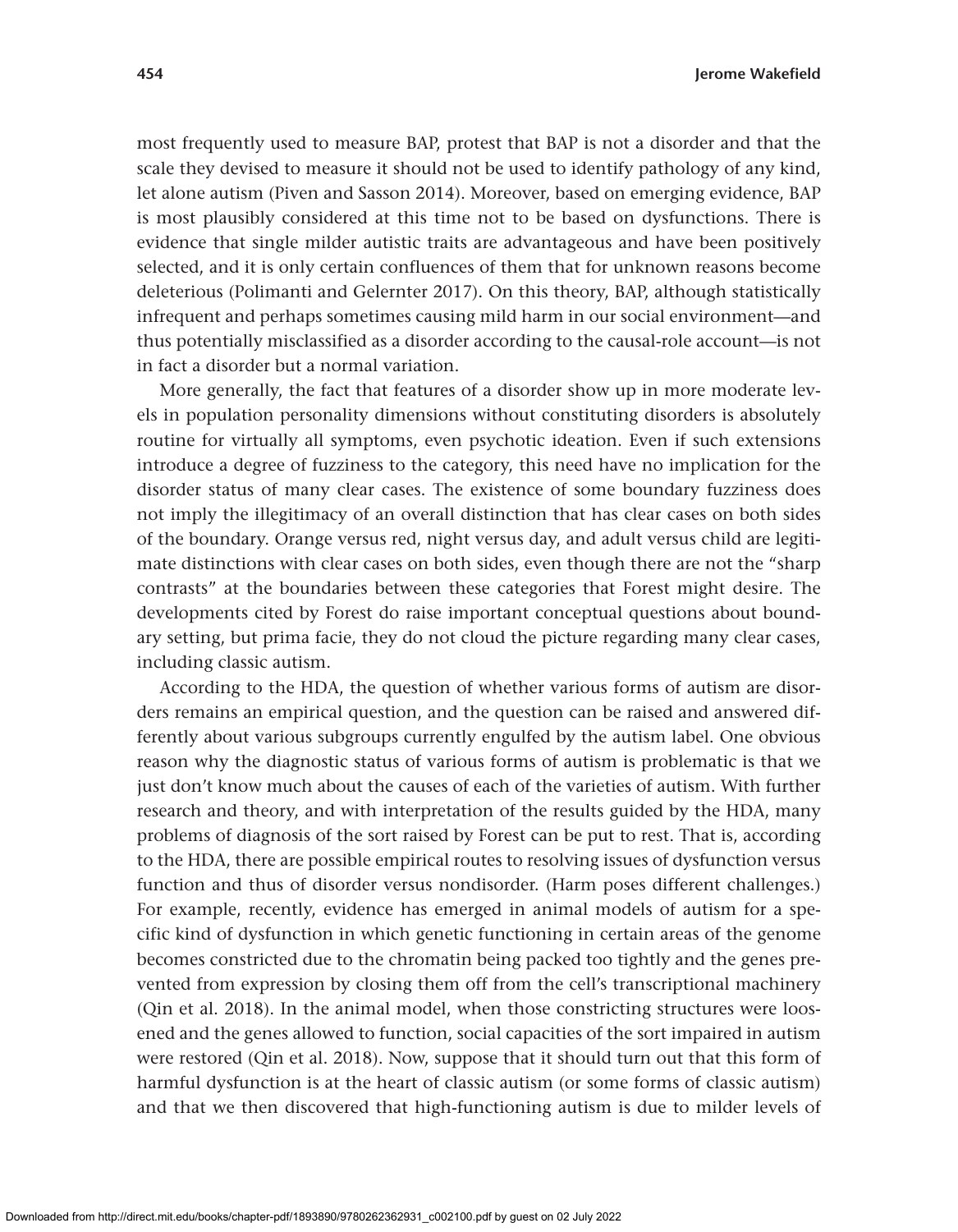most frequently used to measure BAP, protest that BAP is not a disorder and that the scale they devised to measure it should not be used to identify pathology of any kind, let alone autism (Piven and Sasson 2014). Moreover, based on emerging evidence, BAP is most plausibly considered at this time not to be based on dysfunctions. There is evidence that single milder autistic traits are advantageous and have been positively selected, and it is only certain confluences of them that for unknown reasons become deleterious (Polimanti and Gelernter 2017). On this theory, BAP, although statistically infrequent and perhaps sometimes causing mild harm in our social environment—and thus potentially misclassified as a disorder according to the causal-role account—is not in fact a disorder but a normal variation.

More generally, the fact that features of a disorder show up in more moderate levels in population personality dimensions without constituting disorders is absolutely routine for virtually all symptoms, even psychotic ideation. Even if such extensions introduce a degree of fuzziness to the category, this need have no implication for the disorder status of many clear cases. The existence of some boundary fuzziness does not imply the illegitimacy of an overall distinction that has clear cases on both sides of the boundary. Orange versus red, night versus day, and adult versus child are legitimate distinctions with clear cases on both sides, even though there are not the "sharp contrasts" at the boundaries between these categories that Forest might desire. The developments cited by Forest do raise important conceptual questions about boundary setting, but prima facie, they do not cloud the picture regarding many clear cases, including classic autism.

According to the HDA, the question of whether various forms of autism are disorders remains an empirical question, and the question can be raised and answered differently about various subgroups currently engulfed by the autism label. One obvious reason why the diagnostic status of various forms of autism is problematic is that we just don't know much about the causes of each of the varieties of autism. With further research and theory, and with interpretation of the results guided by the HDA, many problems of diagnosis of the sort raised by Forest can be put to rest. That is, according to the HDA, there are possible empirical routes to resolving issues of dysfunction versus function and thus of disorder versus nondisorder. (Harm poses different challenges.) For example, recently, evidence has emerged in animal models of autism for a specific kind of dysfunction in which genetic functioning in certain areas of the genome becomes constricted due to the chromatin being packed too tightly and the genes prevented from expression by closing them off from the cell's transcriptional machinery (Qin et al. 2018). In the animal model, when those constricting structures were loosened and the genes allowed to function, social capacities of the sort impaired in autism were restored (Qin et al. 2018). Now, suppose that it should turn out that this form of harmful dysfunction is at the heart of classic autism (or some forms of classic autism) and that we then discovered that high-functioning autism is due to milder levels of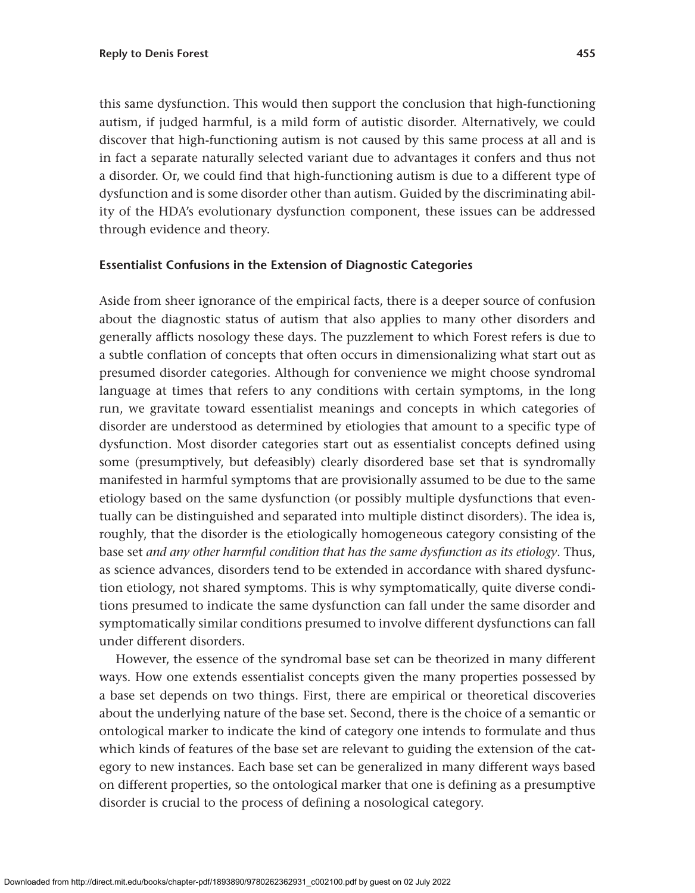this same dysfunction. This would then support the conclusion that high-functioning autism, if judged harmful, is a mild form of autistic disorder. Alternatively, we could discover that high-functioning autism is not caused by this same process at all and is in fact a separate naturally selected variant due to advantages it confers and thus not a disorder. Or, we could find that high-functioning autism is due to a different type of dysfunction and is some disorder other than autism. Guided by the discriminating ability of the HDA's evolutionary dysfunction component, these issues can be addressed through evidence and theory.

### Essentialist Confusions in the Extension of Diagnostic Categories

Aside from sheer ignorance of the empirical facts, there is a deeper source of confusion about the diagnostic status of autism that also applies to many other disorders and generally afflicts nosology these days. The puzzlement to which Forest refers is due to a subtle conflation of concepts that often occurs in dimensionalizing what start out as presumed disorder categories. Although for convenience we might choose syndromal language at times that refers to any conditions with certain symptoms, in the long run, we gravitate toward essentialist meanings and concepts in which categories of disorder are understood as determined by etiologies that amount to a specific type of dysfunction. Most disorder categories start out as essentialist concepts defined using some (presumptively, but defeasibly) clearly disordered base set that is syndromally manifested in harmful symptoms that are provisionally assumed to be due to the same etiology based on the same dysfunction (or possibly multiple dysfunctions that eventually can be distinguished and separated into multiple distinct disorders). The idea is, roughly, that the disorder is the etiologically homogeneous category consisting of the base set *and any other harmful condition that has the same dysfunction as its etiology*. Thus, as science advances, disorders tend to be extended in accordance with shared dysfunction etiology, not shared symptoms. This is why symptomatically, quite diverse conditions presumed to indicate the same dysfunction can fall under the same disorder and symptomatically similar conditions presumed to involve different dysfunctions can fall under different disorders.

However, the essence of the syndromal base set can be theorized in many different ways. How one extends essentialist concepts given the many properties possessed by a base set depends on two things. First, there are empirical or theoretical discoveries about the underlying nature of the base set. Second, there is the choice of a semantic or ontological marker to indicate the kind of category one intends to formulate and thus which kinds of features of the base set are relevant to guiding the extension of the category to new instances. Each base set can be generalized in many different ways based on different properties, so the ontological marker that one is defining as a presumptive disorder is crucial to the process of defining a nosological category.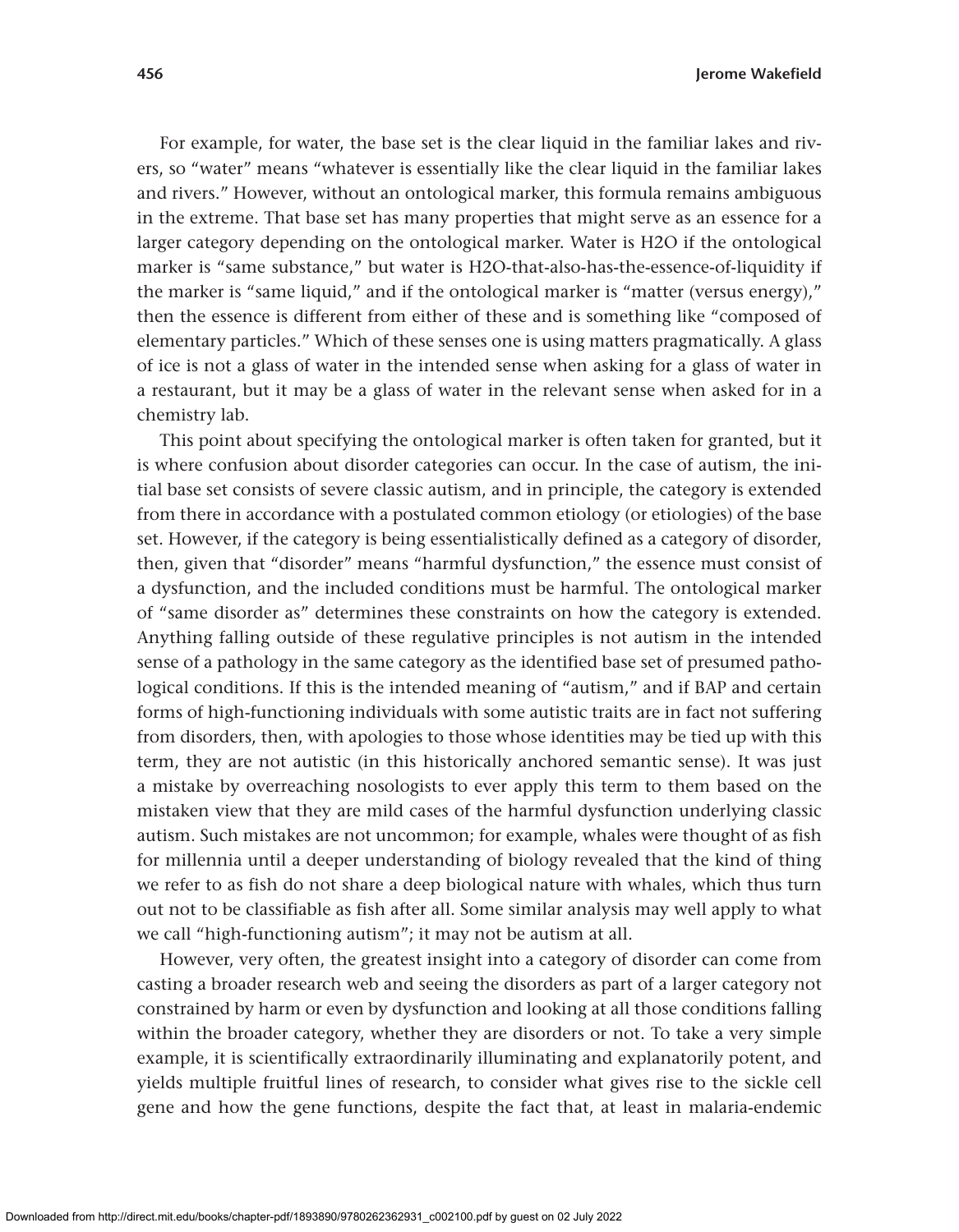For example, for water, the base set is the clear liquid in the familiar lakes and rivers, so "water" means "whatever is essentially like the clear liquid in the familiar lakes and rivers." However, without an ontological marker, this formula remains ambiguous in the extreme. That base set has many properties that might serve as an essence for a larger category depending on the ontological marker. Water is H2O if the ontological marker is "same substance," but water is H2O-that-also-has-the-essence-of-liquidity if the marker is "same liquid," and if the ontological marker is "matter (versus energy)," then the essence is different from either of these and is something like "composed of elementary particles." Which of these senses one is using matters pragmatically. A glass of ice is not a glass of water in the intended sense when asking for a glass of water in a restaurant, but it may be a glass of water in the relevant sense when asked for in a chemistry lab.

This point about specifying the ontological marker is often taken for granted, but it is where confusion about disorder categories can occur. In the case of autism, the initial base set consists of severe classic autism, and in principle, the category is extended from there in accordance with a postulated common etiology (or etiologies) of the base set. However, if the category is being essentialistically defined as a category of disorder, then, given that "disorder" means "harmful dysfunction," the essence must consist of a dysfunction, and the included conditions must be harmful. The ontological marker of "same disorder as" determines these constraints on how the category is extended. Anything falling outside of these regulative principles is not autism in the intended sense of a pathology in the same category as the identified base set of presumed pathological conditions. If this is the intended meaning of "autism," and if BAP and certain forms of high-functioning individuals with some autistic traits are in fact not suffering from disorders, then, with apologies to those whose identities may be tied up with this term, they are not autistic (in this historically anchored semantic sense). It was just a mistake by overreaching nosologists to ever apply this term to them based on the mistaken view that they are mild cases of the harmful dysfunction underlying classic autism. Such mistakes are not uncommon; for example, whales were thought of as fish for millennia until a deeper understanding of biology revealed that the kind of thing we refer to as fish do not share a deep biological nature with whales, which thus turn out not to be classifiable as fish after all. Some similar analysis may well apply to what we call "high-functioning autism"; it may not be autism at all.

However, very often, the greatest insight into a category of disorder can come from casting a broader research web and seeing the disorders as part of a larger category not constrained by harm or even by dysfunction and looking at all those conditions falling within the broader category, whether they are disorders or not. To take a very simple example, it is scientifically extraordinarily illuminating and explanatorily potent, and yields multiple fruitful lines of research, to consider what gives rise to the sickle cell gene and how the gene functions, despite the fact that, at least in malaria-endemic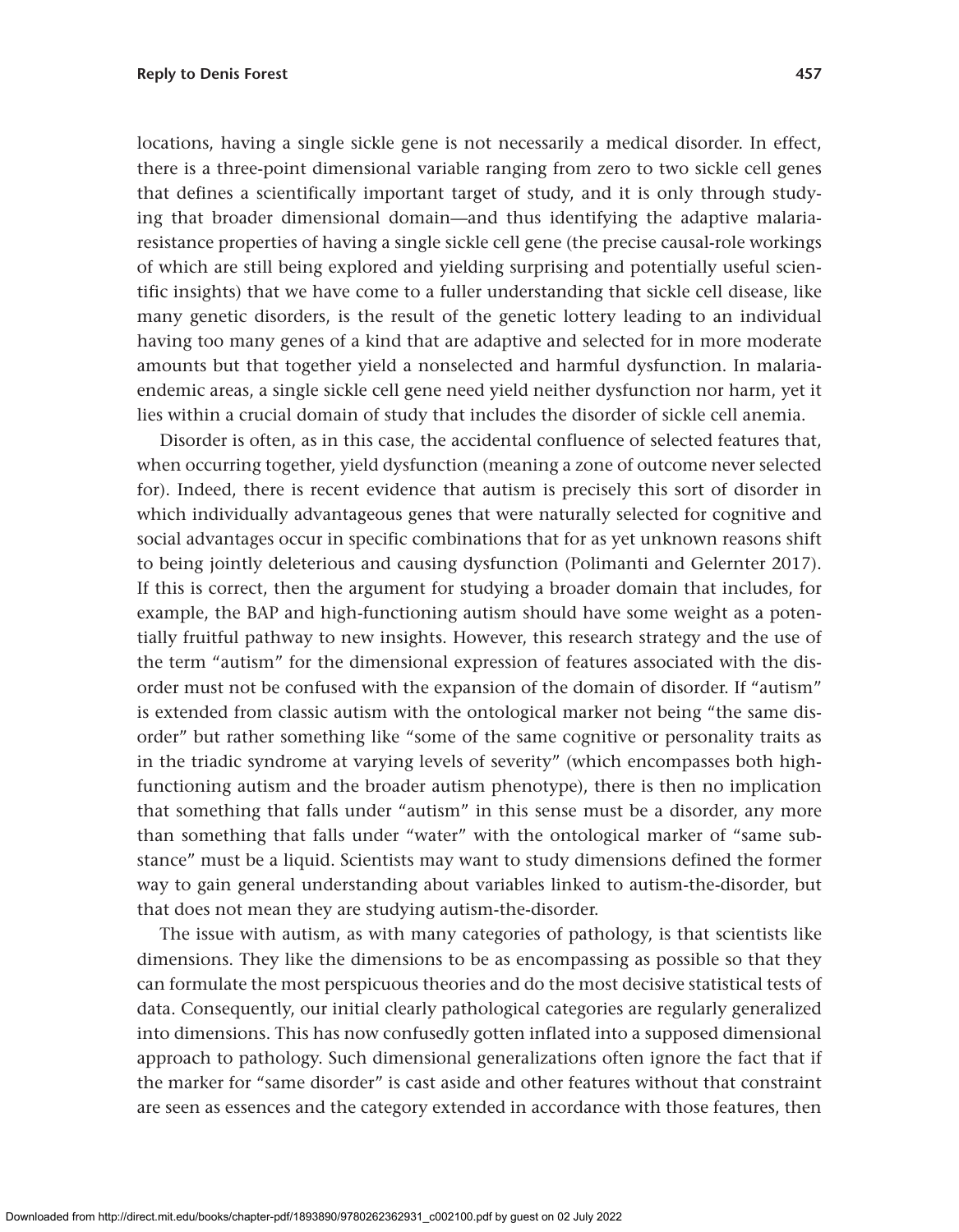locations, having a single sickle gene is not necessarily a medical disorder. In effect, there is a three-point dimensional variable ranging from zero to two sickle cell genes that defines a scientifically important target of study, and it is only through studying that broader dimensional domain—and thus identifying the adaptive malaria-resistance properties of having a single sickle cell gene (the precise causal-role workings of which are still being explored and yielding surprising and potentially useful scientific insights) that we have come to a fuller understanding that sickle cell disease, like many genetic disorders, is the result of the genetic lottery leading to an individual having too many genes of a kind that are adaptive and selected for in more moderate amounts but that together yield a nonselected and harmful dysfunction. In malaria-endemic areas, a single sickle cell gene need yield neither dysfunction nor harm, yet it lies within a crucial domain of study that includes the disorder of sickle cell anemia.

Disorder is often, as in this case, the accidental confluence of selected features that, when occurring together, yield dysfunction (meaning a zone of outcome never selected for). Indeed, there is recent evidence that autism is precisely this sort of disorder in which individually advantageous genes that were naturally selected for cognitive and social advantages occur in specific combinations that for as yet unknown reasons shift to being jointly deleterious and causing dysfunction (Polimanti and Gelernter 2017). If this is correct, then the argument for studying a broader domain that includes, for example, the BAP and high-functioning autism should have some weight as a potentially fruitful pathway to new insights. However, this research strategy and the use of the term "autism" for the dimensional expression of features associated with the disorder must not be confused with the expansion of the domain of disorder. If "autism" is extended from classic autism with the ontological marker not being "the same disorder" but rather something like "some of the same cognitive or personality traits as in the triadic syndrome at varying levels of severity" (which encompasses both high-functioning autism and the broader autism phenotype), there is then no implication that something that falls under "autism" in this sense must be a disorder, any more than something that falls under "water" with the ontological marker of "same substance" must be a liquid. Scientists may want to study dimensions defined the former way to gain general understanding about variables linked to autism-the-disorder, but that does not mean they are studying autism-the-disorder.

The issue with autism, as with many categories of pathology, is that scientists like dimensions. They like the dimensions to be as encompassing as possible so that they can formulate the most perspicuous theories and do the most decisive statistical tests of data. Consequently, our initial clearly pathological categories are regularly generalized into dimensions. This has now confusedly gotten inflated into a supposed dimensional approach to pathology. Such dimensional generalizations often ignore the fact that if the marker for "same disorder" is cast aside and other features without that constraint are seen as essences and the category extended in accordance with those features, then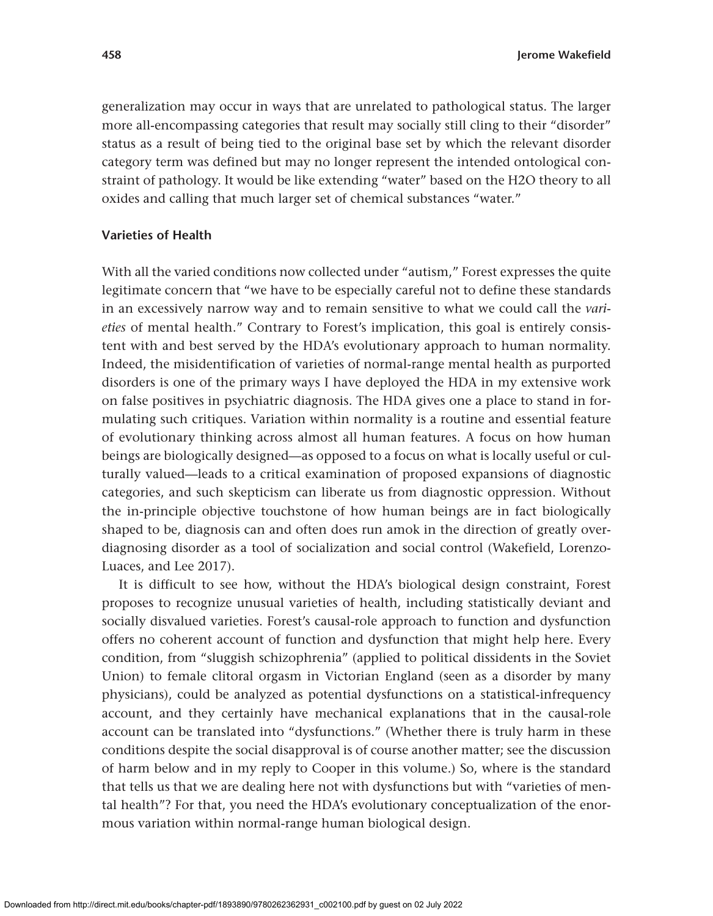generalization may occur in ways that are unrelated to pathological status. The larger more all-encompassing categories that result may socially still cling to their "disorder" status as a result of being tied to the original base set by which the relevant disorder category term was defined but may no longer represent the intended ontological constraint of pathology. It would be like extending "water" based on the $H_2O$ theory to all oxides and calling that much larger set of chemical substances "water."

### Varieties of Health

With all the varied conditions now collected under "autism," Forest expresses the quite legitimate concern that "we have to be especially careful not to define these standards in an excessively narrow way and to remain sensitive to what we could call the *varieties* of mental health." Contrary to Forest's implication, this goal is entirely consistent with and best served by the HDA's evolutionary approach to human normality. Indeed, the misidentification of varieties of normal-range mental health as purported disorders is one of the primary ways I have deployed the HDA in my extensive work on false positives in psychiatric diagnosis. The HDA gives one a place to stand in formulating such critiques. Variation within normality is a routine and essential feature of evolutionary thinking across almost all human features. A focus on how human beings are biologically designed—as opposed to a focus on what is locally useful or culturally valued—leads to a critical examination of proposed expansions of diagnostic categories, and such skepticism can liberate us from diagnostic oppression. Without the in-principle objective touchstone of how human beings are in fact biologically shaped to be, diagnosis can and often does run amok in the direction of greatly overdiagnosing disorder as a tool of socialization and social control (Wakefield, Lorenzo-Luaces, and Lee 2017).

It is difficult to see how, without the HDA's biological design constraint, Forest proposes to recognize unusual varieties of health, including statistically deviant and socially disvalued varieties. Forest's causal-role approach to function and dysfunction offers no coherent account of function and dysfunction that might help here. Every condition, from "sluggish schizophrenia" (applied to political dissidents in the Soviet Union) to female clitoral orgasm in Victorian England (seen as a disorder by many physicians), could be analyzed as potential dysfunctions on a statistical-infrequency account, and they certainly have mechanical explanations that in the causal-role account can be translated into "dysfunctions." (Whether there is truly harm in these conditions despite the social disapproval is of course another matter; see the discussion of harm below and in my reply to Cooper in this volume.) So, where is the standard that tells us that we are dealing here not with dysfunctions but with "varieties of mental health"? For that, you need the HDA's evolutionary conceptualization of the enormous variation within normal-range human biological design.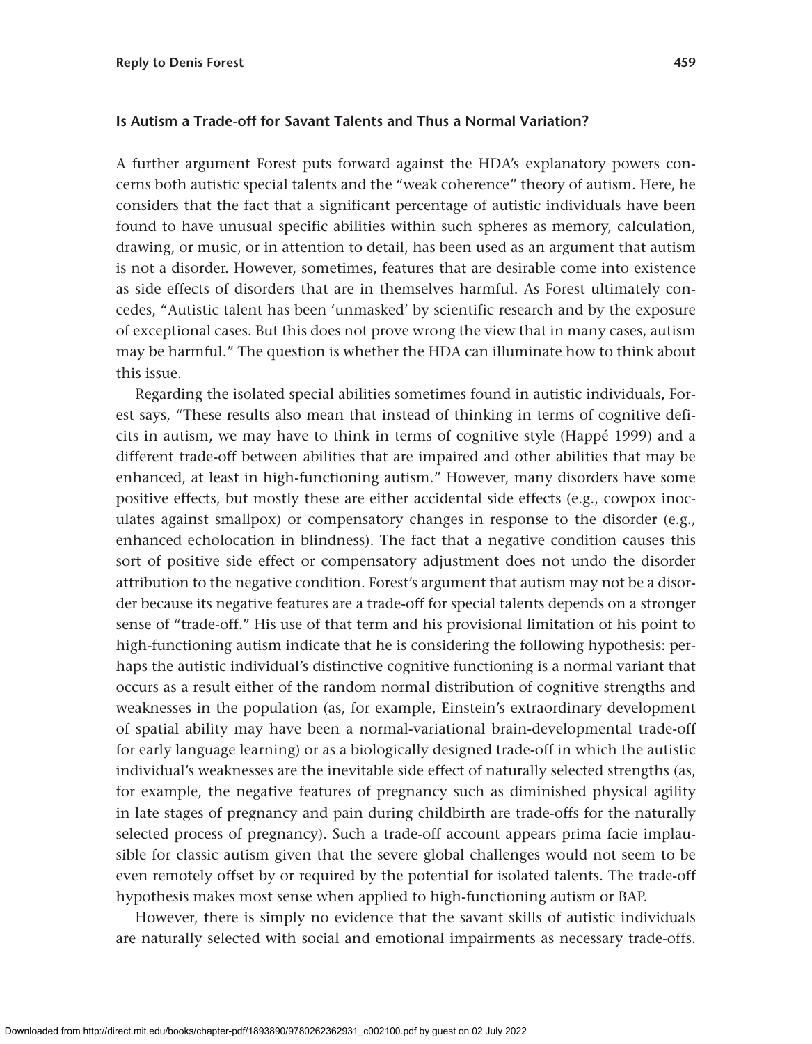### Is Autism a Trade-off for Savant Talents and Thus a Normal Variation?

A further argument Forest puts forward against the HDA's explanatory powers concerns both autistic special talents and the "weak coherence" theory of autism. Here, he considers that the fact that a significant percentage of autistic individuals have been found to have unusual specific abilities within such spheres as memory, calculation, drawing, or music, or in attention to detail, has been used as an argument that autism is not a disorder. However, sometimes, features that are desirable come into existence as side effects of disorders that are in themselves harmful. As Forest ultimately concedes, "Autistic talent has been 'unmasked' by scientific research and by the exposure of exceptional cases. But this does not prove wrong the view that in many cases, autism may be harmful." The question is whether the HDA can illuminate how to think about this issue.

Regarding the isolated special abilities sometimes found in autistic individuals, Forest says, "These results also mean that instead of thinking in terms of cognitive deficits in autism, we may have to think in terms of cognitive style (Happé 1999) and a different trade-off between abilities that are impaired and other abilities that may be enhanced, at least in high-functioning autism." However, many disorders have some positive effects, but mostly these are either accidental side effects (e.g., cowpox inoculates against smallpox) or compensatory changes in response to the disorder (e.g., enhanced echolocation in blindness). The fact that a negative condition causes this sort of positive side effect or compensatory adjustment does not undo the disorder attribution to the negative condition. Forest's argument that autism may not be a disorder because its negative features are a trade-off for special talents depends on a stronger sense of "trade-off." His use of that term and his provisional limitation of his point to high-functioning autism indicate that he is considering the following hypothesis: perhaps the autistic individual's distinctive cognitive functioning is a normal variant that occurs as a result either of the random normal distribution of cognitive strengths and weaknesses in the population (as, for example, Einstein's extraordinary development of spatial ability may have been a normal-variational brain-developmental trade-off for early language learning) or as a biologically designed trade-off in which the autistic individual's weaknesses are the inevitable side effect of naturally selected strengths (as, for example, the negative features of pregnancy such as diminished physical agility in late stages of pregnancy and pain during childbirth are trade-offs for the naturally selected process of pregnancy). Such a trade-off account appears prima facie implausible for classic autism given that the severe global challenges would not seem to be even remotely offset by or required by the potential for isolated talents. The trade-off hypothesis makes most sense when applied to high-functioning autism or BAP.

However, there is simply no evidence that the savant skills of autistic individuals are naturally selected with social and emotional impairments as necessary trade-offs.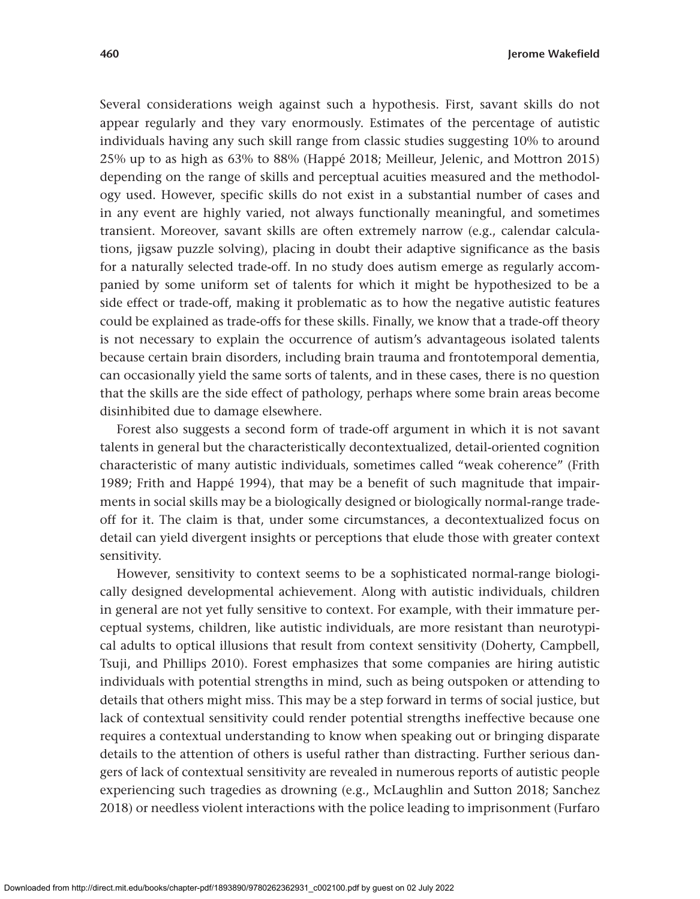Several considerations weigh against such a hypothesis. First, savant skills do not appear regularly and they vary enormously. Estimates of the percentage of autistic individuals having any such skill range from classic studies suggesting 10% to around 25% up to as high as 63% to 88% (Happé 2018; Meilleur, Jelenic, and Mottron 2015) depending on the range of skills and perceptual acuities measured and the methodology used. However, specific skills do not exist in a substantial number of cases and in any event are highly varied, not always functionally meaningful, and sometimes transient. Moreover, savant skills are often extremely narrow (e.g., calendar calculations, jigsaw puzzle solving), placing in doubt their adaptive significance as the basis for a naturally selected trade-off. In no study does autism emerge as regularly accompanied by some uniform set of talents for which it might be hypothesized to be a side effect or trade-off, making it problematic as to how the negative autistic features could be explained as trade-offs for these skills. Finally, we know that a trade-off theory is not necessary to explain the occurrence of autism's advantageous isolated talents because certain brain disorders, including brain trauma and frontotemporal dementia, can occasionally yield the same sorts of talents, and in these cases, there is no question that the skills are the side effect of pathology, perhaps where some brain areas become disinhibited due to damage elsewhere.

Forest also suggests a second form of trade-off argument in which it is not savant talents in general but the characteristically decontextualized, detail-oriented cognition characteristic of many autistic individuals, sometimes called "weak coherence" (Frith 1989; Frith and Happé 1994), that may be a benefit of such magnitude that impairments in social skills may be a biologically designed or biologically normal-range trade-off for it. The claim is that, under some circumstances, a decontextualized focus on detail can yield divergent insights or perceptions that elude those with greater context sensitivity.

However, sensitivity to context seems to be a sophisticated normal-range biologically designed developmental achievement. Along with autistic individuals, children in general are not yet fully sensitive to context. For example, with their immature perceptual systems, children, like autistic individuals, are more resistant than neurotypical adults to optical illusions that result from context sensitivity (Doherty, Campbell, Tsuji, and Phillips 2010). Forest emphasizes that some companies are hiring autistic individuals with potential strengths in mind, such as being outspoken or attending to details that others might miss. This may be a step forward in terms of social justice, but lack of contextual sensitivity could render potential strengths ineffective because one requires a contextual understanding to know when speaking out or bringing disparate details to the attention of others is useful rather than distracting. Further serious dangers of lack of contextual sensitivity are revealed in numerous reports of autistic people experiencing such tragedies as drowning (e.g., McLaughlin and Sutton 2018; Sanchez 2018) or needless violent interactions with the police leading to imprisonment (Furfaro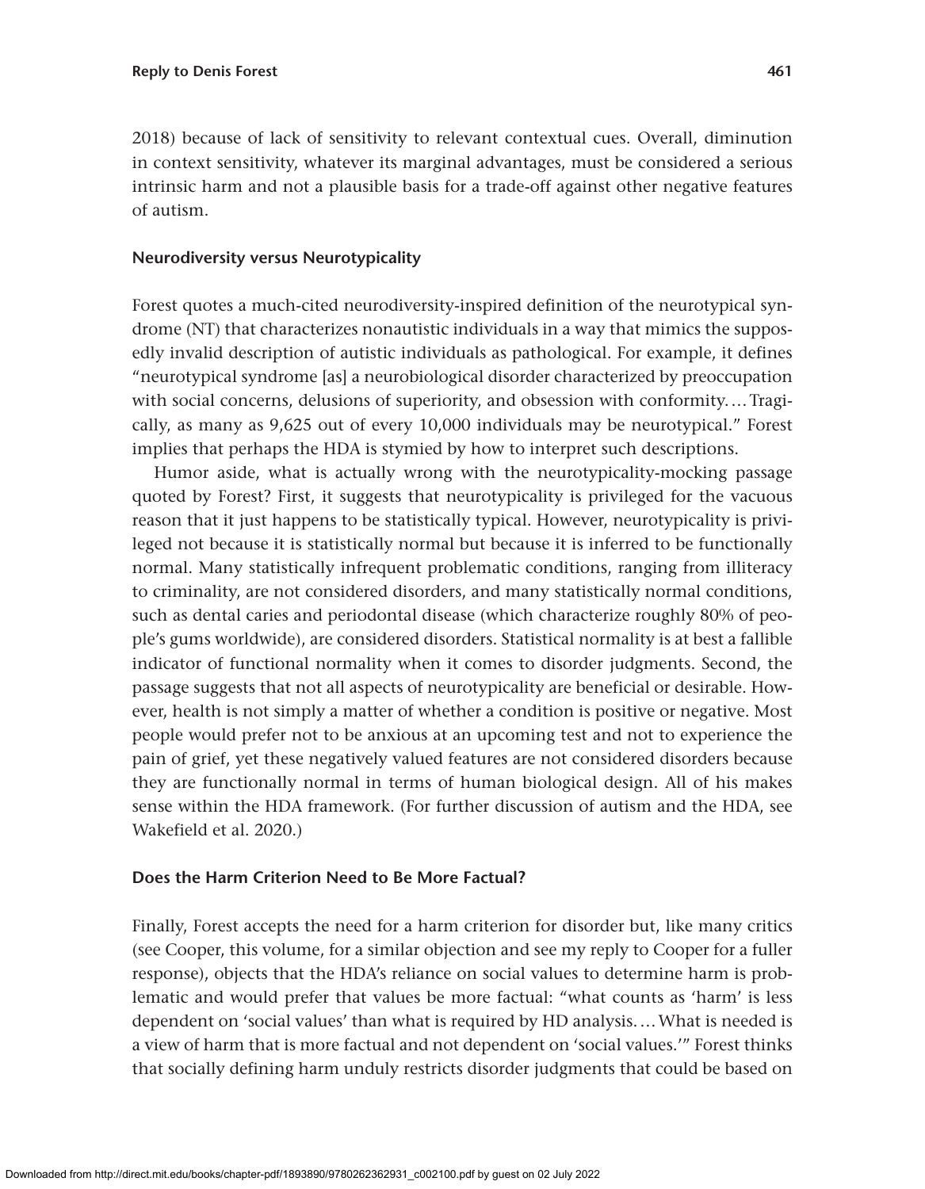2018) because of lack of sensitivity to relevant contextual cues. Overall, diminution in context sensitivity, whatever its marginal advantages, must be considered a serious intrinsic harm and not a plausible basis for a trade-off against other negative features of autism.

### Neurodiversity versus Neurotypicality

Forest quotes a much-cited neurodiversity-inspired definition of the neurotypical syndrome (NT) that characterizes nonautistic individuals in a way that mimics the supposedly invalid description of autistic individuals as pathological. For example, it defines "neurotypical syndrome [as] a neurobiological disorder characterized by preoccupation with social concerns, delusions of superiority, and obsession with conformity. … Tragically, as many as 9,625 out of every 10,000 individuals may be neurotypical." Forest implies that perhaps the HDA is stymied by how to interpret such descriptions.

Humor aside, what is actually wrong with the neurotypicality-mocking passage quoted by Forest? First, it suggests that neurotypicality is privileged for the vacuous reason that it just happens to be statistically typical. However, neurotypicality is privileged not because it is statistically normal but because it is inferred to be functionally normal. Many statistically infrequent problematic conditions, ranging from illiteracy to criminality, are not considered disorders, and many statistically normal conditions, such as dental caries and periodontal disease (which characterize roughly 80% of people's gums worldwide), are considered disorders. Statistical normality is at best a fallible indicator of functional normality when it comes to disorder judgments. Second, the passage suggests that not all aspects of neurotypicality are beneficial or desirable. However, health is not simply a matter of whether a condition is positive or negative. Most people would prefer not to be anxious at an upcoming test and not to experience the pain of grief, yet these negatively valued features are not considered disorders because they are functionally normal in terms of human biological design. All of his makes sense within the HDA framework. (For further discussion of autism and the HDA, see Wakefield et al. 2020.)

### Does the Harm Criterion Need to Be More Factual?

Finally, Forest accepts the need for a harm criterion for disorder but, like many critics (see Cooper, this volume, for a similar objection and see my reply to Cooper for a fuller response), objects that the HDA's reliance on social values to determine harm is problematic and would prefer that values be more factual: "what counts as 'harm' is less dependent on 'social values' than what is required by HD analysis. … What is needed is a view of harm that is more factual and not dependent on 'social values.'" Forest thinks that socially defining harm unduly restricts disorder judgments that could be based on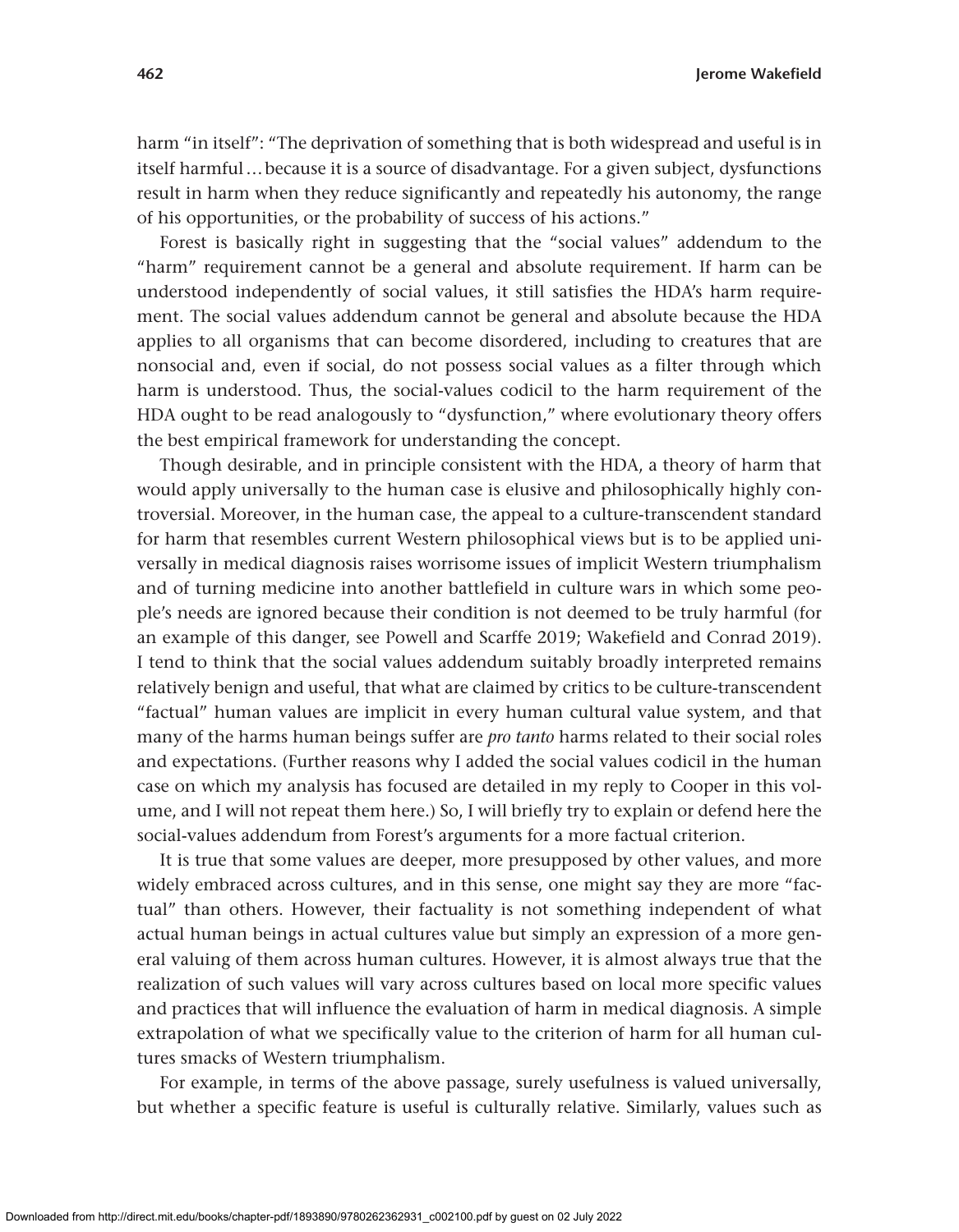harm "in itself": "The deprivation of something that is both widespread and useful is in itself harmful…because it is a source of disadvantage. For a given subject, dysfunctions result in harm when they reduce significantly and repeatedly his autonomy, the range of his opportunities, or the probability of success of his actions."

Forest is basically right in suggesting that the "social values" addendum to the "harm" requirement cannot be a general and absolute requirement. If harm can be understood independently of social values, it still satisfies the HDA's harm requirement. The social values addendum cannot be general and absolute because the HDA applies to all organisms that can become disordered, including to creatures that are nonsocial and, even if social, do not possess social values as a filter through which harm is understood. Thus, the social-values codicil to the harm requirement of the HDA ought to be read analogously to "dysfunction," where evolutionary theory offers the best empirical framework for understanding the concept.

Though desirable, and in principle consistent with the HDA, a theory of harm that would apply universally to the human case is elusive and philosophically highly controversial. Moreover, in the human case, the appeal to a culture-transcendent standard for harm that resembles current Western philosophical views but is to be applied universally in medical diagnosis raises worrisome issues of implicit Western triumphalism and of turning medicine into another battlefield in culture wars in which some people's needs are ignored because their condition is not deemed to be truly harmful (for an example of this danger, see Powell and Scarffe 2019; Wakefield and Conrad 2019). I tend to think that the social values addendum suitably broadly interpreted remains relatively benign and useful, that what are claimed by critics to be culture-transcendent "factual" human values are implicit in every human cultural value system, and that many of the harms human beings suffer are *pro tanto* harms related to their social roles and expectations. (Further reasons why I added the social values codicil in the human case on which my analysis has focused are detailed in my reply to Cooper in this volume, and I will not repeat them here.) So, I will briefly try to explain or defend here the social-values addendum from Forest's arguments for a more factual criterion.

It is true that some values are deeper, more presupposed by other values, and more widely embraced across cultures, and in this sense, one might say they are more "factual" than others. However, their factuality is not something independent of what actual human beings in actual cultures value but simply an expression of a more general valuing of them across human cultures. However, it is almost always true that the realization of such values will vary across cultures based on local more specific values and practices that will influence the evaluation of harm in medical diagnosis. A simple extrapolation of what we specifically value to the criterion of harm for all human cultures smacks of Western triumphalism.

For example, in terms of the above passage, surely usefulness is valued universally, but whether a specific feature is useful is culturally relative. Similarly, values such as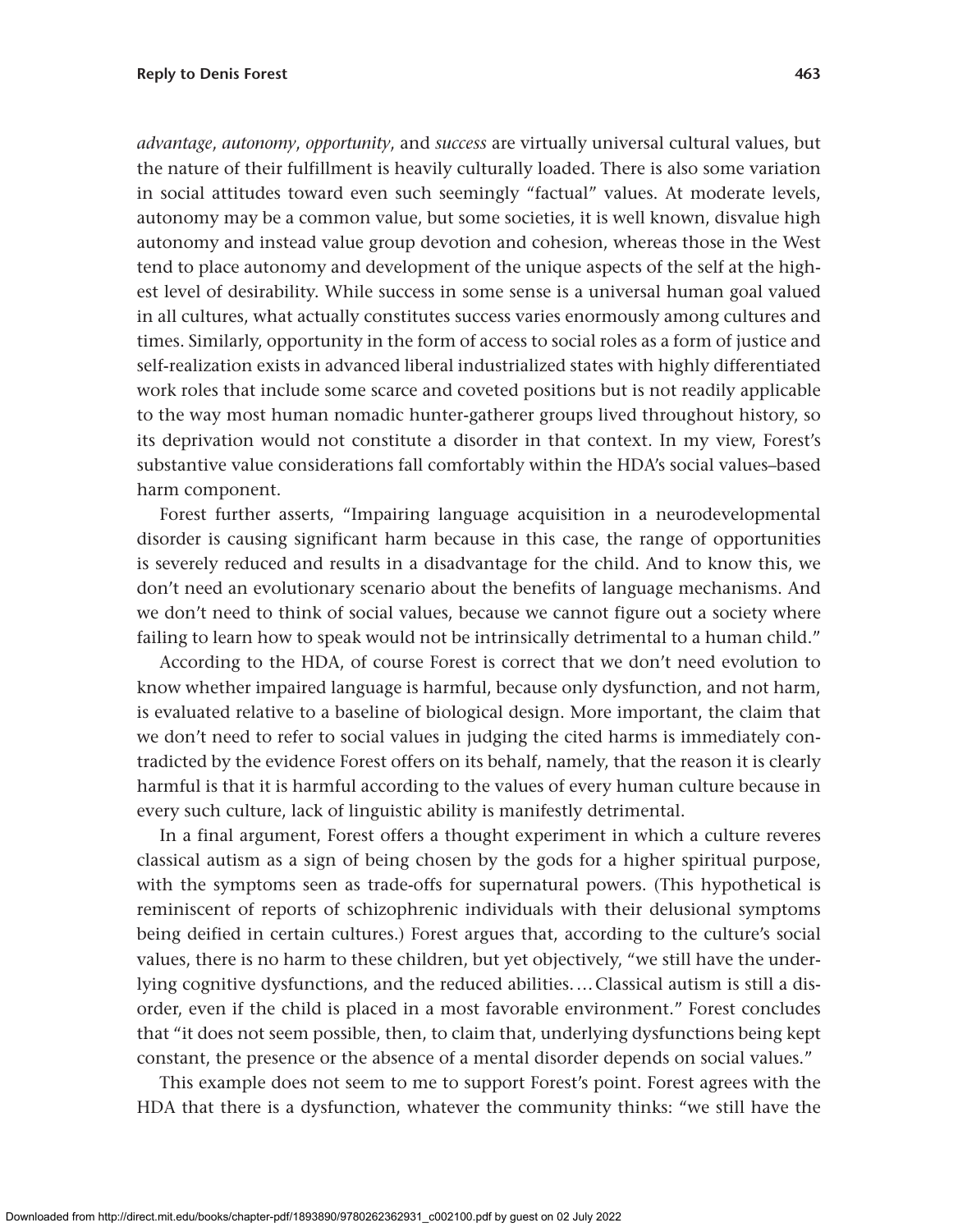*advantage*, *autonomy*, *opportunity*, and *success* are virtually universal cultural values, but the nature of their fulfillment is heavily culturally loaded. There is also some variation in social attitudes toward even such seemingly "factual" values. At moderate levels, autonomy may be a common value, but some societies, it is well known, disvalue high autonomy and instead value group devotion and cohesion, whereas those in the West tend to place autonomy and development of the unique aspects of the self at the highest level of desirability. While success in some sense is a universal human goal valued in all cultures, what actually constitutes success varies enormously among cultures and times. Similarly, opportunity in the form of access to social roles as a form of justice and self-realization exists in advanced liberal industrialized states with highly differentiated work roles that include some scarce and coveted positions but is not readily applicable to the way most human nomadic hunter-gatherer groups lived throughout history, so its deprivation would not constitute a disorder in that context. In my view, Forest's substantive value considerations fall comfortably within the HDA's social values–based harm component.

Forest further asserts, "Impairing language acquisition in a neurodevelopmental disorder is causing significant harm because in this case, the range of opportunities is severely reduced and results in a disadvantage for the child. And to know this, we don't need an evolutionary scenario about the benefits of language mechanisms. And we don't need to think of social values, because we cannot figure out a society where failing to learn how to speak would not be intrinsically detrimental to a human child."

According to the HDA, of course Forest is correct that we don't need evolution to know whether impaired language is harmful, because only dysfunction, and not harm, is evaluated relative to a baseline of biological design. More important, the claim that we don't need to refer to social values in judging the cited harms is immediately contradicted by the evidence Forest offers on its behalf, namely, that the reason it is clearly harmful is that it is harmful according to the values of every human culture because in every such culture, lack of linguistic ability is manifestly detrimental.

In a final argument, Forest offers a thought experiment in which a culture reveres classical autism as a sign of being chosen by the gods for a higher spiritual purpose, with the symptoms seen as trade-offs for supernatural powers. (This hypothetical is reminiscent of reports of schizophrenic individuals with their delusional symptoms being deified in certain cultures.) Forest argues that, according to the culture's social values, there is no harm to these children, but yet objectively, "we still have the underlying cognitive dysfunctions, and the reduced abilities. … Classical autism is still a disorder, even if the child is placed in a most favorable environment." Forest concludes that "it does not seem possible, then, to claim that, underlying dysfunctions being kept constant, the presence or the absence of a mental disorder depends on social values."

This example does not seem to me to support Forest's point. Forest agrees with the HDA that there is a dysfunction, whatever the community thinks: "we still have the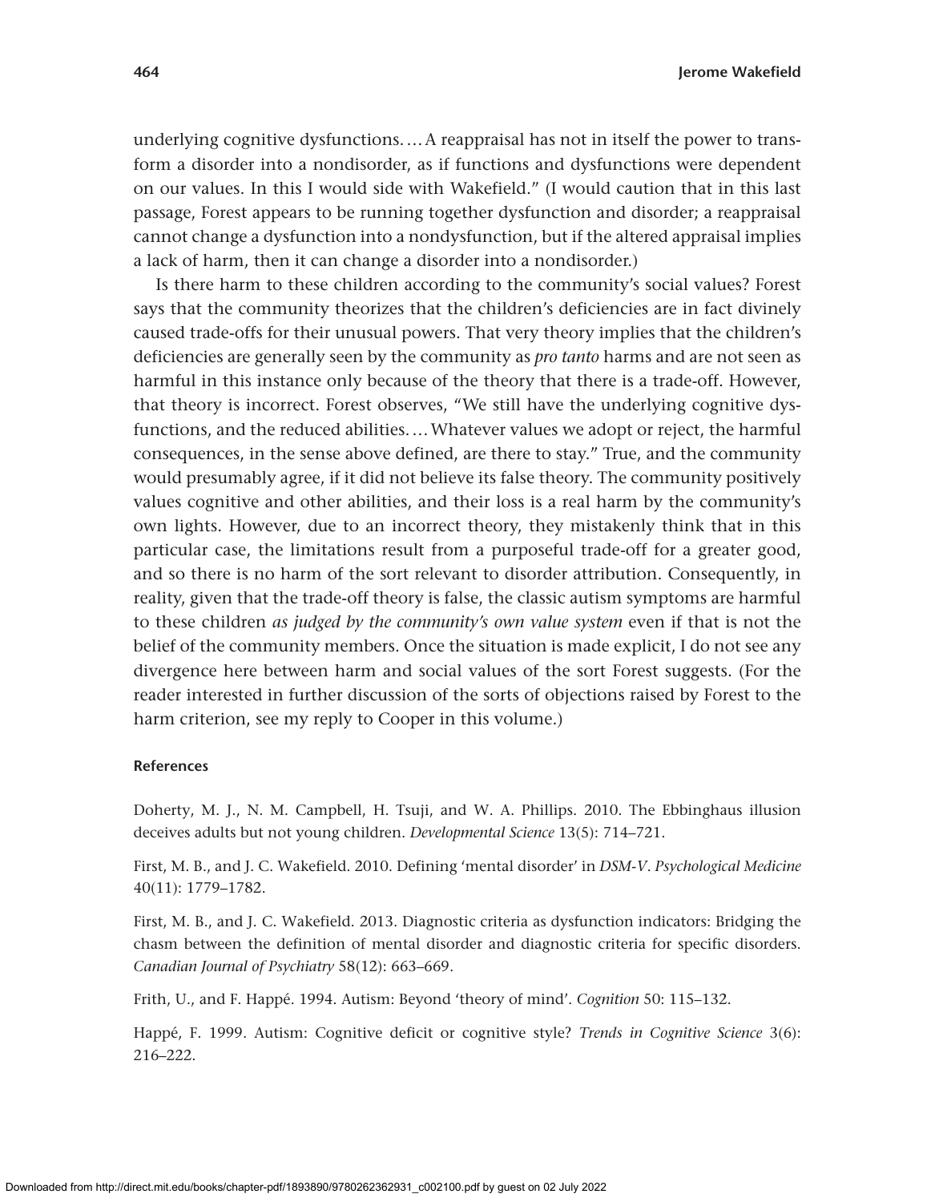underlying cognitive dysfunctions. … A reappraisal has not in itself the power to transform a disorder into a nondisorder, as if functions and dysfunctions were dependent on our values. In this I would side with Wakefield." (I would caution that in this last passage, Forest appears to be running together dysfunction and disorder; a reappraisal cannot change a dysfunction into a nondysfunction, but if the altered appraisal implies a lack of harm, then it can change a disorder into a nondisorder.)

Is there harm to these children according to the community's social values? Forest says that the community theorizes that the children's deficiencies are in fact divinely caused trade-offs for their unusual powers. That very theory implies that the children's deficiencies are generally seen by the community as *pro tanto* harms and are not seen as harmful in this instance only because of the theory that there is a trade-off. However, that theory is incorrect. Forest observes, "We still have the underlying cognitive dysfunctions, and the reduced abilities. … Whatever values we adopt or reject, the harmful consequences, in the sense above defined, are there to stay." True, and the community would presumably agree, if it did not believe its false theory. The community positively values cognitive and other abilities, and their loss is a real harm by the community's own lights. However, due to an incorrect theory, they mistakenly think that in this particular case, the limitations result from a purposeful trade-off for a greater good, and so there is no harm of the sort relevant to disorder attribution. Consequently, in reality, given that the trade-off theory is false, the classic autism symptoms are harmful to these children *as judged by the community's own value system* even if that is not the belief of the community members. Once the situation is made explicit, I do not see any divergence here between harm and social values of the sort Forest suggests. (For the reader interested in further discussion of the sorts of objections raised by Forest to the harm criterion, see my reply to Cooper in this volume.)

#### References

Doherty, M. J., N. M. Campbell, H. Tsuji, and W. A. Phillips. 2010. The Ebbinghaus illusion deceives adults but not young children. *Developmental Science* 13(5): 714–721.

First, M. B., and J. C. Wakefield. 2010. Defining 'mental disorder' in *DSM-V*. *Psychological Medicine* 40(11): 1779–1782.

First, M. B., and J. C. Wakefield. 2013. Diagnostic criteria as dysfunction indicators: Bridging the chasm between the definition of mental disorder and diagnostic criteria for specific disorders. *Canadian Journal of Psychiatry* 58(12): 663–669.

Frith, U., and F. Happé. 1994. Autism: Beyond 'theory of mind'. *Cognition* 50: 115–132.

Happé, F. 1999. Autism: Cognitive deficit or cognitive style? *Trends in Cognitive Science* 3(6): 216–222.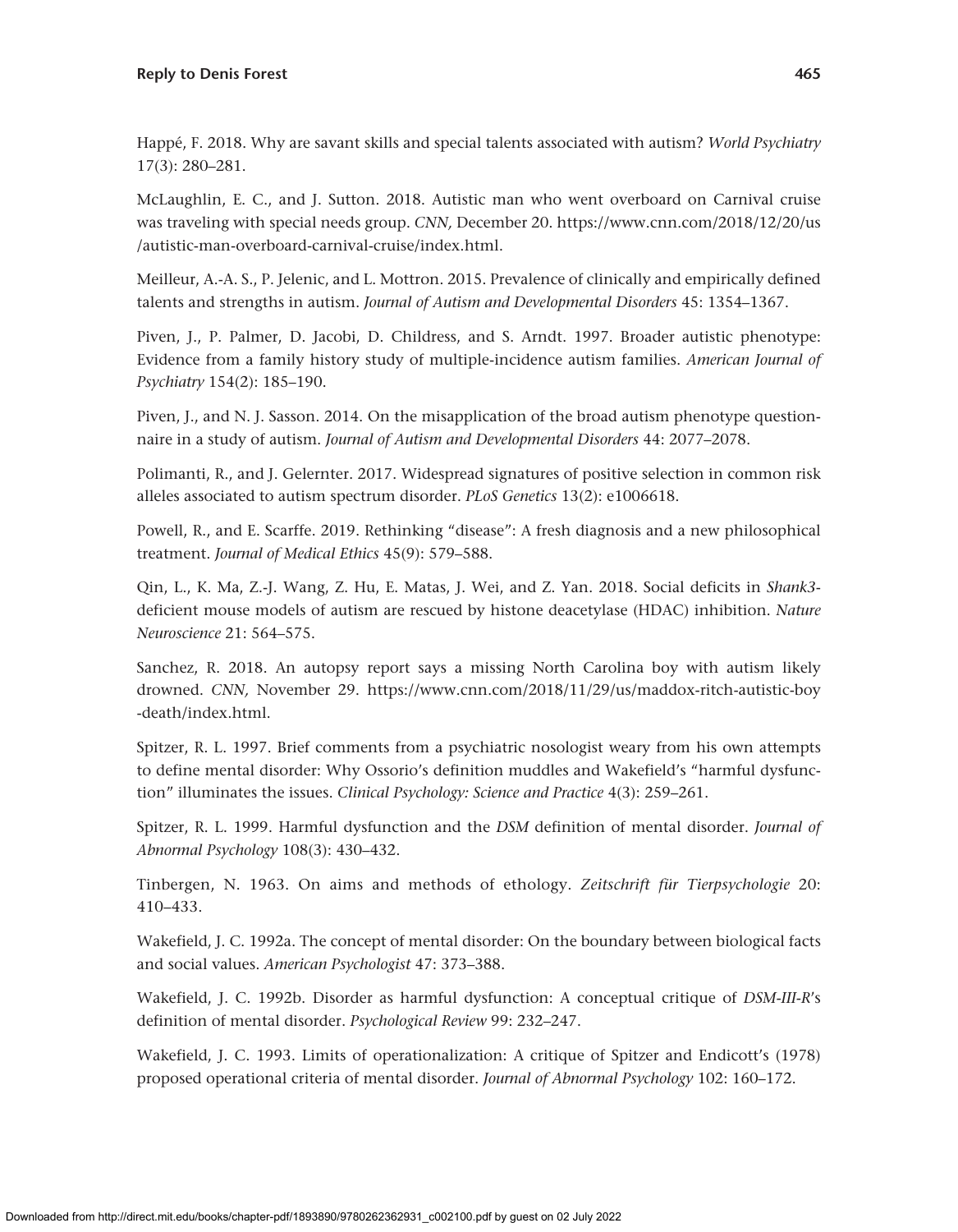Happé, F. 2018. Why are savant skills and special talents associated with autism? *World Psychiatry* 17(3): 280–281.

McLaughlin, E. C., and J. Sutton. 2018. Autistic man who went overboard on Carnival cruise was traveling with special needs group. *CNN,* December 20. https://www.cnn.com/2018/12/20/us/autistic-man-overboard-carnival-cruise/index.html.

Meilleur, A.-A. S., P. Jelenic, and L. Mottron. 2015. Prevalence of clinically and empirically defined talents and strengths in autism. *Journal of Autism and Developmental Disorders* 45: 1354–1367.

Piven, J., P. Palmer, D. Jacobi, D. Childress, and S. Arndt. 1997. Broader autistic phenotype: Evidence from a family history study of multiple-incidence autism families. *American Journal of Psychiatry* 154(2): 185–190.

Piven, J., and N. J. Sasson. 2014. On the misapplication of the broad autism phenotype questionnaire in a study of autism. *Journal of Autism and Developmental Disorders* 44: 2077–2078.

Polimanti, R., and J. Gelernter. 2017. Widespread signatures of positive selection in common risk alleles associated to autism spectrum disorder. *PLoS Genetics* 13(2): e1006618.

Powell, R., and E. Scarffe. 2019. Rethinking "disease": A fresh diagnosis and a new philosophical treatment. *Journal of Medical Ethics* 45(9): 579–588.

Qin, L., K. Ma, Z.-J. Wang, Z. Hu, E. Matas, J. Wei, and Z. Yan. 2018. Social deficits in *Shank3*-deficient mouse models of autism are rescued by histone deacetylase (HDAC) inhibition. *Nature Neuroscience* 21: 564–575.

Sanchez, R. 2018. An autopsy report says a missing North Carolina boy with autism likely drowned. *CNN,* November 29. https://www.cnn.com/2018/11/29/us/maddox-ritch-autistic-boy-death/index.html.

Spitzer, R. L. 1997. Brief comments from a psychiatric nosologist weary from his own attempts to define mental disorder: Why Ossorio's definition muddles and Wakefield's "harmful dysfunction" illuminates the issues. *Clinical Psychology: Science and Practice* 4(3): 259–261.

Spitzer, R. L. 1999. Harmful dysfunction and the *DSM* definition of mental disorder. *Journal of Abnormal Psychology* 108(3): 430–432.

Tinbergen, N. 1963. On aims and methods of ethology. *Zeitschrift für Tierpsychologie* 20: 410–433.

Wakefield, J. C. 1992a. The concept of mental disorder: On the boundary between biological facts and social values. *American Psychologist* 47: 373–388.

Wakefield, J. C. 1992b. Disorder as harmful dysfunction: A conceptual critique of *DSM-III-R*'s definition of mental disorder. *Psychological Review* 99: 232–247.

Wakefield, J. C. 1993. Limits of operationalization: A critique of Spitzer and Endicott's (1978) proposed operational criteria of mental disorder. *Journal of Abnormal Psychology* 102: 160–172.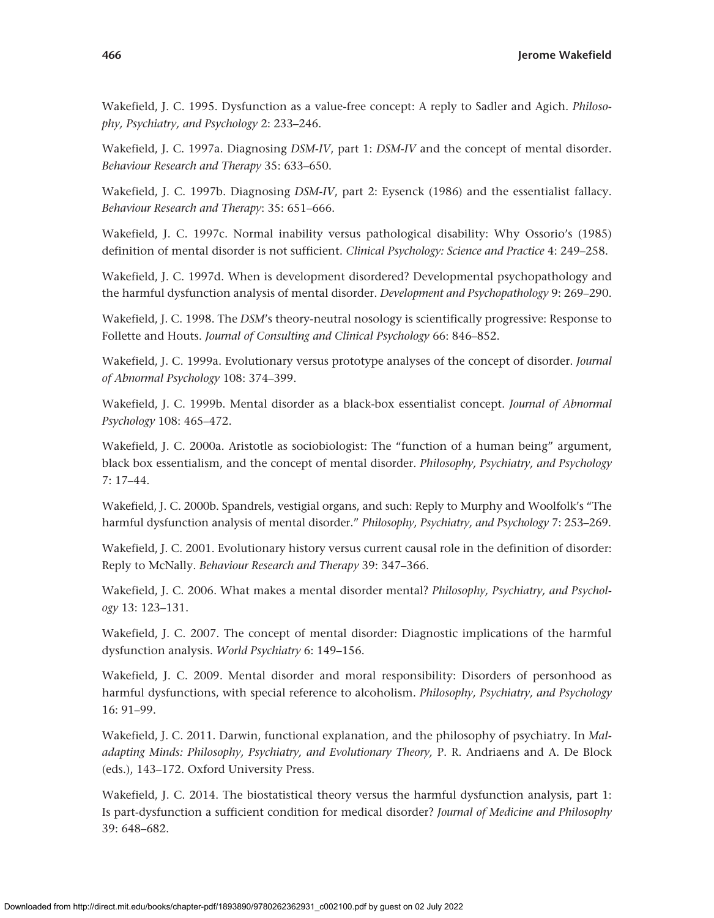Wakefield, J. C. 1995. Dysfunction as a value-free concept: A reply to Sadler and Agich. *Philosophy, Psychiatry, and Psychology* 2: 233–246.

Wakefield, J. C. 1997a. Diagnosing *DSM-IV*, part 1: *DSM-IV* and the concept of mental disorder. *Behaviour Research and Therapy* 35: 633–650.

Wakefield, J. C. 1997b. Diagnosing *DSM-IV*, part 2: Eysenck (1986) and the essentialist fallacy. *Behaviour Research and Therapy*: 35: 651–666.

Wakefield, J. C. 1997c. Normal inability versus pathological disability: Why Ossorio's (1985) definition of mental disorder is not sufficient. *Clinical Psychology: Science and Practice* 4: 249–258.

Wakefield, J. C. 1997d. When is development disordered? Developmental psychopathology and the harmful dysfunction analysis of mental disorder. *Development and Psychopathology* 9: 269–290.

Wakefield, J. C. 1998. The *DSM*'s theory-neutral nosology is scientifically progressive: Response to Follette and Houts. *Journal of Consulting and Clinical Psychology* 66: 846–852.

Wakefield, J. C. 1999a. Evolutionary versus prototype analyses of the concept of disorder. *Journal of Abnormal Psychology* 108: 374–399.

Wakefield, J. C. 1999b. Mental disorder as a black-box essentialist concept. *Journal of Abnormal Psychology* 108: 465–472.

Wakefield, J. C. 2000a. Aristotle as sociobiologist: The "function of a human being" argument, black box essentialism, and the concept of mental disorder. *Philosophy, Psychiatry, and Psychology* 7: 17–44.

Wakefield, J. C. 2000b. Spandrels, vestigial organs, and such: Reply to Murphy and Woolfolk's "The harmful dysfunction analysis of mental disorder." *Philosophy, Psychiatry, and Psychology* 7: 253–269.

Wakefield, J. C. 2001. Evolutionary history versus current causal role in the definition of disorder: Reply to McNally. *Behaviour Research and Therapy* 39: 347–366.

Wakefield, J. C. 2006. What makes a mental disorder mental? *Philosophy, Psychiatry, and Psychology* 13: 123–131.

Wakefield, J. C. 2007. The concept of mental disorder: Diagnostic implications of the harmful dysfunction analysis. *World Psychiatry* 6: 149–156.

Wakefield, J. C. 2009. Mental disorder and moral responsibility: Disorders of personhood as harmful dysfunctions, with special reference to alcoholism. *Philosophy, Psychiatry, and Psychology* 16: 91–99.

Wakefield, J. C. 2011. Darwin, functional explanation, and the philosophy of psychiatry. In *Maladapting Minds: Philosophy, Psychiatry, and Evolutionary Theory,* P. R. Andriaens and A. De Block (eds.), 143–172. Oxford University Press.

Wakefield, J. C. 2014. The biostatistical theory versus the harmful dysfunction analysis, part 1: Is part-dysfunction a sufficient condition for medical disorder? *Journal of Medicine and Philosophy* 39: 648–682.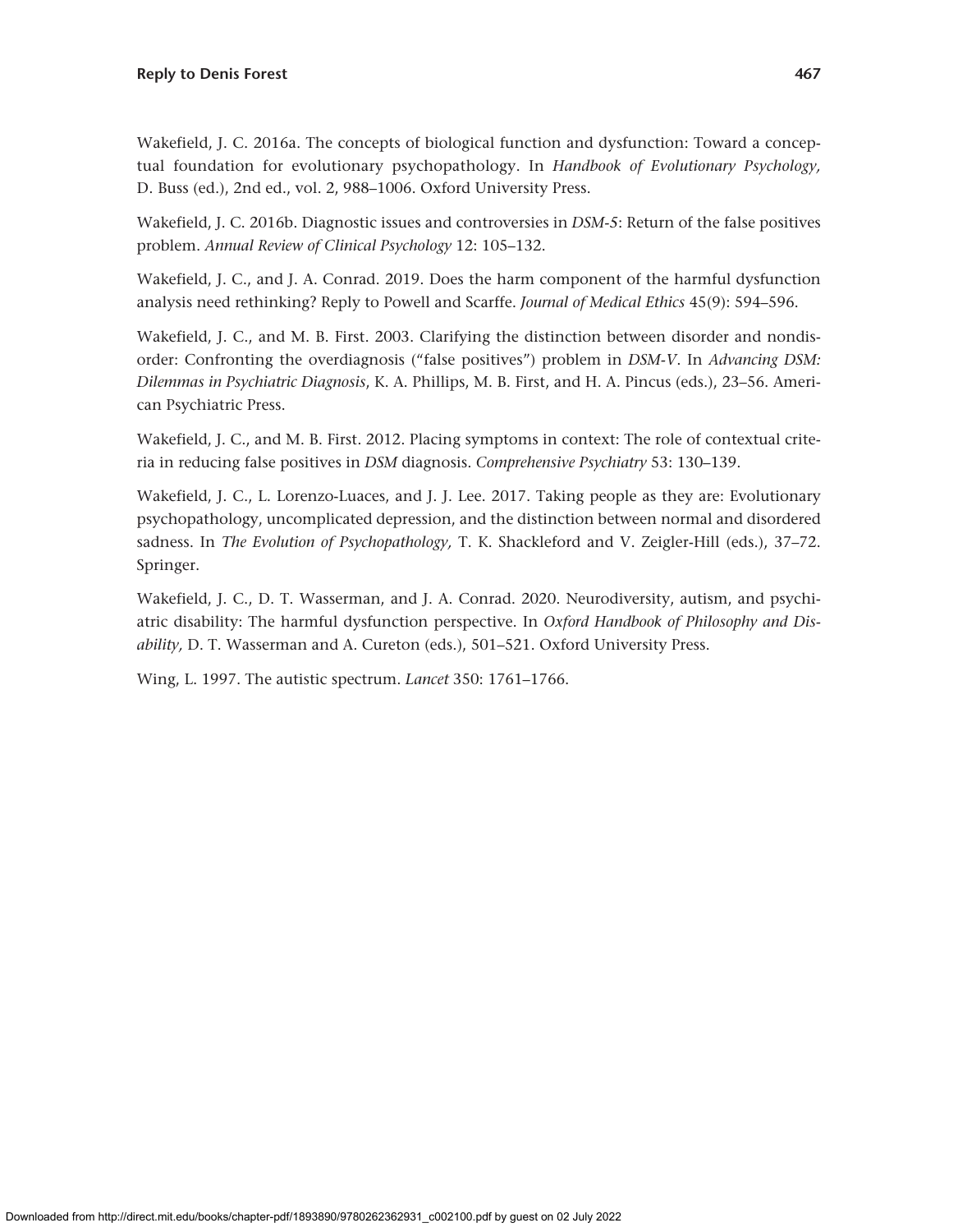Wakefield, J. C. 2016a. The concepts of biological function and dysfunction: Toward a conceptual foundation for evolutionary psychopathology. In *Handbook of Evolutionary Psychology,* D. Buss (ed.), 2nd ed., vol. 2, 988–1006. Oxford University Press.

Wakefield, J. C. 2016b. Diagnostic issues and controversies in *DSM-5*: Return of the false positives problem. *Annual Review of Clinical Psychology* 12: 105–132.

Wakefield, J. C., and J. A. Conrad. 2019. Does the harm component of the harmful dysfunction analysis need rethinking? Reply to Powell and Scarffe. *Journal of Medical Ethics* 45(9): 594–596.

Wakefield, J. C., and M. B. First. 2003. Clarifying the distinction between disorder and nondisorder: Confronting the overdiagnosis ("false positives") problem in *DSM-V*. In *Advancing DSM: Dilemmas in Psychiatric Diagnosis*, K. A. Phillips, M. B. First, and H. A. Pincus (eds.), 23–56. American Psychiatric Press.

Wakefield, J. C., and M. B. First. 2012. Placing symptoms in context: The role of contextual criteria in reducing false positives in *DSM* diagnosis. *Comprehensive Psychiatry* 53: 130–139.

Wakefield, J. C., L. Lorenzo-Luaces, and J. J. Lee. 2017. Taking people as they are: Evolutionary psychopathology, uncomplicated depression, and the distinction between normal and disordered sadness. In *The Evolution of Psychopathology,* T. K. Shackleford and V. Zeigler-Hill (eds.), 37–72. Springer.

Wakefield, J. C., D. T. Wasserman, and J. A. Conrad. 2020. Neurodiversity, autism, and psychiatric disability: The harmful dysfunction perspective. In *Oxford Handbook of Philosophy and Disability,* D. T. Wasserman and A. Cureton (eds.), 501–521. Oxford University Press.

Wing, L. 1997. The autistic spectrum. *Lancet* 350: 1761–1766.